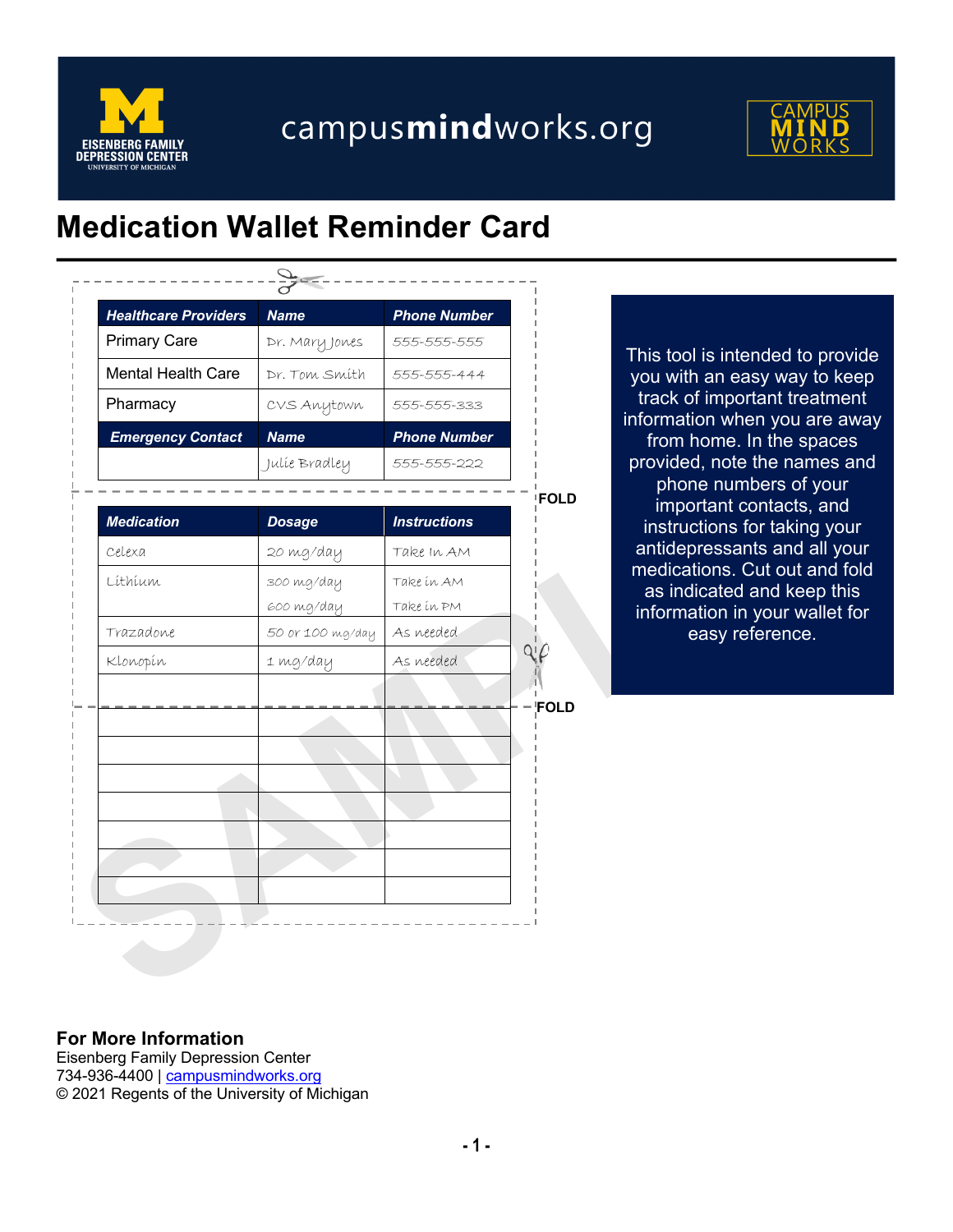campus**mind**works.org

# Medication Wallet Reminder Card

| Healthcare Providers | Name | Phone Number |
|---|---|---|
| Primary Care | Dr. Mary Jones | 555-555-555 |
| Mental Health Care | Dr. Tom Smith | 555-555-444 |
| Pharmacy | CVS Anytown | 555-555-333 |

| Emergency Contact | Name | Phone Number |
|---|---|---|
| | Julie Bradley | 555-555-222 |

FOLD

| Medication | Dosage | Instructions |
|---|---|---|
| Celexa | 20 mg/day | Take In AM |
| Lithium | 300 mg/day<br>600 mg/day | Take in AM<br>Take in PM |
| Trazadone | 50 or 100 mg/day | As needed |
| Klonopin | 1 mg/day | As needed |
| | | |
| | | |
| | | |
| | | |
| | | |
| | | |
| | | |
| | | |

FOLD

SAMPLE

This tool is intended to provide you with an easy way to keep track of important treatment information when you are away from home. In the spaces provided, note the names and phone numbers of your important contacts, and instructions for taking your antidepressants and all your medications. Cut out and fold as indicated and keep this information in your wallet for easy reference.

**For More Information**
Eisenberg Family Depression Center
734-936-4400 | campusmindworks.org
© 2021 Regents of the University of Michigan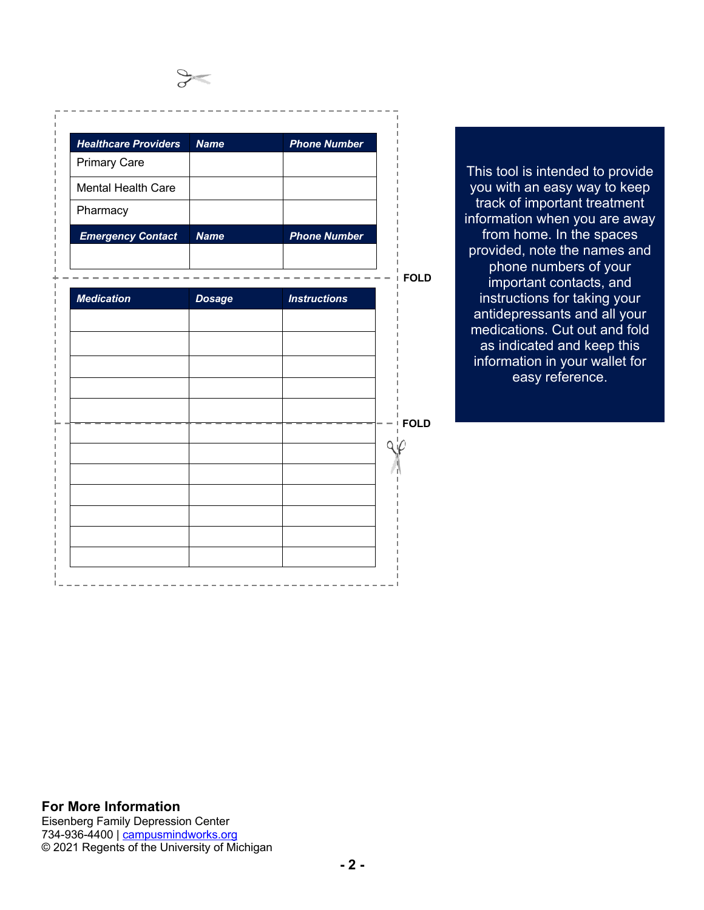| Healthcare Providers | Name | Phone Number |
|---|---|---|
| Primary Care | | |
| Mental Health Care | | |
| Pharmacy | | |

| Emergency Contact | Name | Phone Number |
|---|---|---|
| | | |

FOLD

| Medication | Dosage | Instructions |
|---|---|---|
| | | |
| | | |
| | | |
| | | |
| | | |
| | | |
| | | |
| | | |
| | | |
| | | |
| | | |
| | | |

FOLD

This tool is intended to provide you with an easy way to keep track of important treatment information when you are away from home. In the spaces provided, note the names and phone numbers of your important contacts, and instructions for taking your antidepressants and all your medications. Cut out and fold as indicated and keep this information in your wallet for easy reference.

**For More Information**

Eisenberg Family Depression Center
734-936-4400 | campusmindworks.org
© 2021 Regents of the University of Michigan